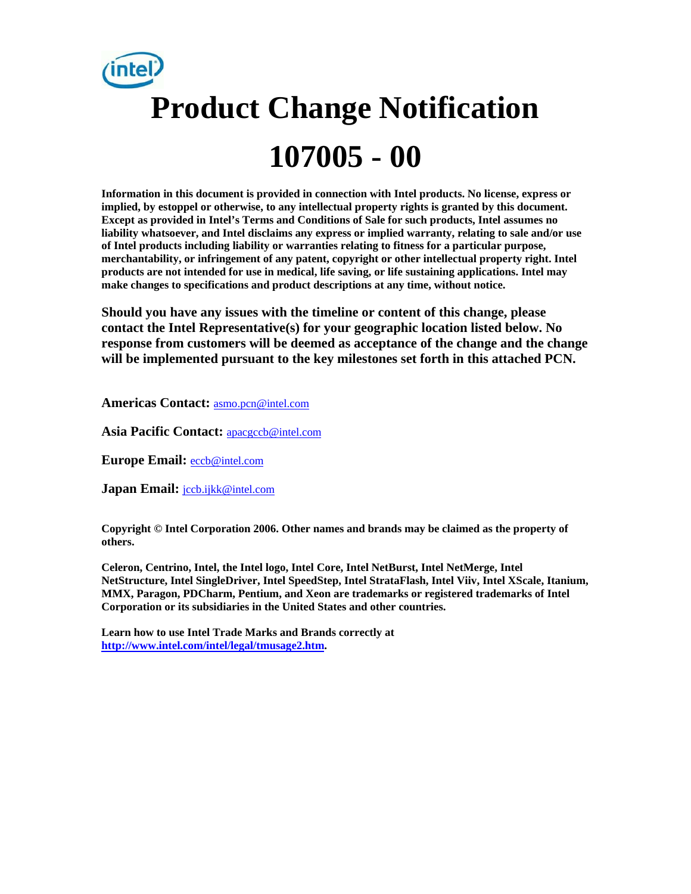# Product Change Notification

# 107005 - 00

**Information in this document is provided in connection with Intel products. No license, express or implied, by estoppel or otherwise, to any intellectual property rights is granted by this document. Except as provided in Intel's Terms and Conditions of Sale for such products, Intel assumes no liability whatsoever, and Intel disclaims any express or implied warranty, relating to sale and/or use of Intel products including liability or warranties relating to fitness for a particular purpose, merchantability, or infringement of any patent, copyright or other intellectual property right. Intel products are not intended for use in medical, life saving, or life sustaining applications. Intel may make changes to specifications and product descriptions at any time, without notice.**

**Should you have any issues with the timeline or content of this change, please contact the Intel Representative(s) for your geographic location listed below. No response from customers will be deemed as acceptance of the change and the change will be implemented pursuant to the key milestones set forth in this attached PCN.**

**Americas Contact:** asmo.pcn@intel.com

**Asia Pacific Contact:** apacgccb@intel.com

**Europe Email:** eccb@intel.com

**Japan Email:** jccb.ijkk@intel.com

**Copyright © Intel Corporation 2006. Other names and brands may be claimed as the property of others.**

**Celeron, Centrino, Intel, the Intel logo, Intel Core, Intel NetBurst, Intel NetMerge, Intel NetStructure, Intel SingleDriver, Intel SpeedStep, Intel StrataFlash, Intel Viiv, Intel XScale, Itanium, MMX, Paragon, PDCharm, Pentium, and Xeon are trademarks or registered trademarks of Intel Corporation or its subsidiaries in the United States and other countries.**

**Learn how to use Intel Trade Marks and Brands correctly at http://www.intel.com/intel/legal/tmusage2.htm.**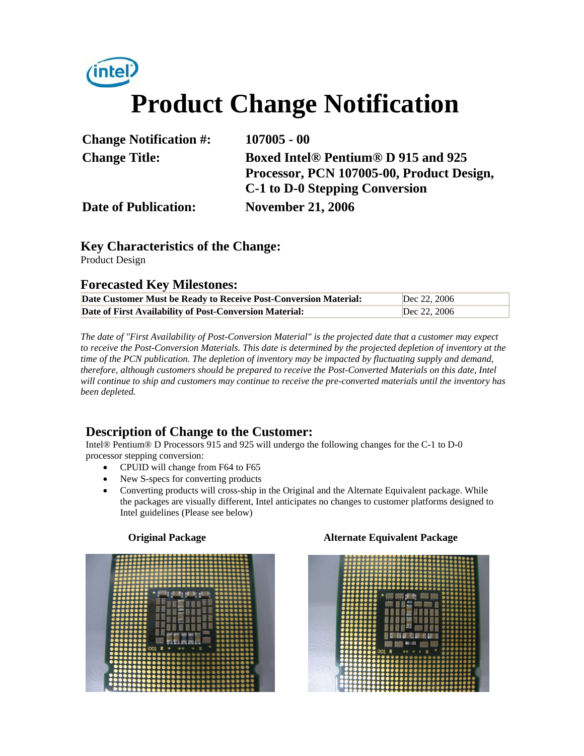# Product Change Notification

| | |
|---|---|
| **Change Notification #:** | **107005 - 00** |
| **Change Title:** | **Boxed Intel® Pentium® D 915 and 925 Processor, PCN 107005-00, Product Design, C-1 to D-0 Stepping Conversion** |
| **Date of Publication:** | **November 21, 2006** |

### Key Characteristics of the Change:

Product Design

### Forecasted Key Milestones:

| | |
|---|---|
| **Date Customer Must be Ready to Receive Post-Conversion Material:** | Dec 22, 2006 |
| **Date of First Availability of Post-Conversion Material:** | Dec 22, 2006 |

*The date of "First Availability of Post-Conversion Material" is the projected date that a customer may expect to receive the Post-Conversion Materials. This date is determined by the projected depletion of inventory at the time of the PCN publication. The depletion of inventory may be impacted by fluctuating supply and demand, therefore, although customers should be prepared to receive the Post-Converted materials on this date, Intel will continue to ship and customers may continue to receive the pre-converted materials until the inventory has been depleted.*

### Description of Change to the Customer:

Intel® Pentium® D Processors 915 and 925 will undergo the following changes for the C-1 to D-0 processor stepping conversion:

- CPUID will change from F64 to F65
- New S-specs for converting products
- Converting products will cross-ship in the Original and the Alternate Equivalent package. While the packages are visually different, Intel anticipates no changes to customer platforms designed to Intel guidelines (Please see below)

**Original Package** **Alternate Equivalent Package**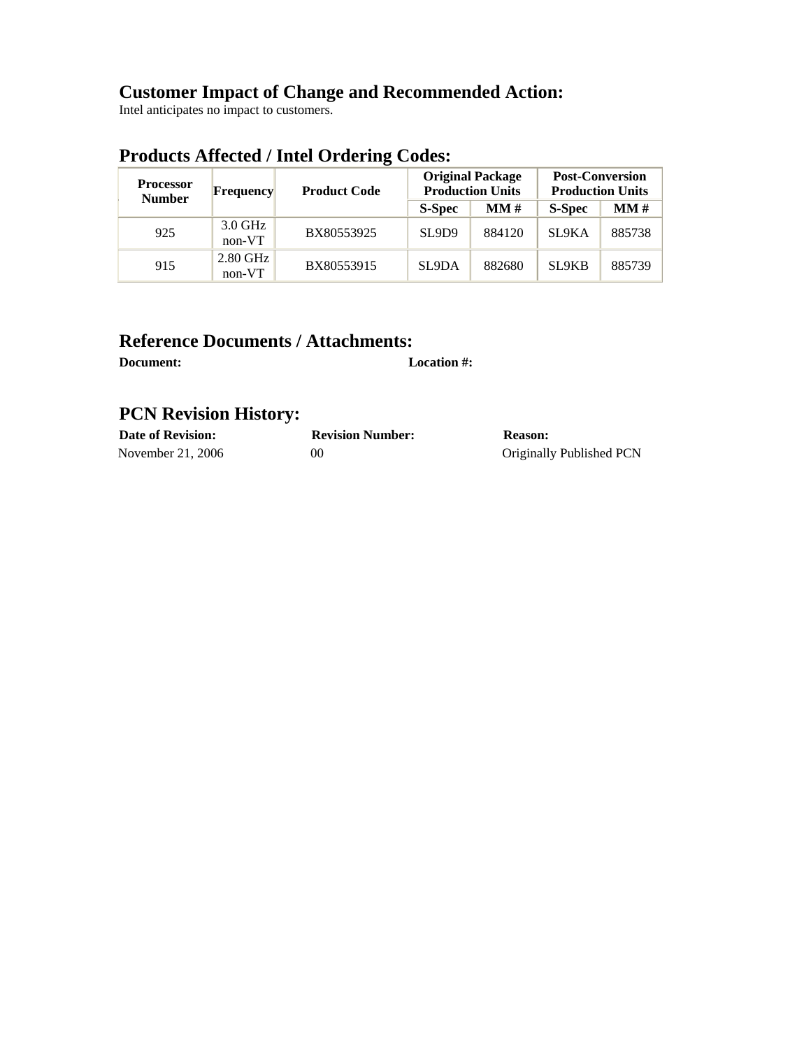## Customer Impact of Change and Recommended Action:

Intel anticipates no impact to customers.

## Products Affected / Intel Ordering Codes:

| Processor Number | Frequency | Product Code | Original Package Production Units | | Post-Conversion Production Units | |
|---|---|---|---|---|---|---|
| | | | S-Spec | MM # | S-Spec | MM # |
| 925 | 3.0 GHz non-VT | BX80553925 | SL9D9 | 884120 | SL9KA | 885738 |
| 915 | 2.80 GHz non-VT | BX80553915 | SL9DA | 882680 | SL9KB | 885739 |

## Reference Documents / Attachments:

| Document: | Location #: |
|---|---|

## PCN Revision History:

| Date of Revision: | Revision Number: | Reason: |
|---|---|---|
| November 21, 2006 | 00 | Originally Published PCN |